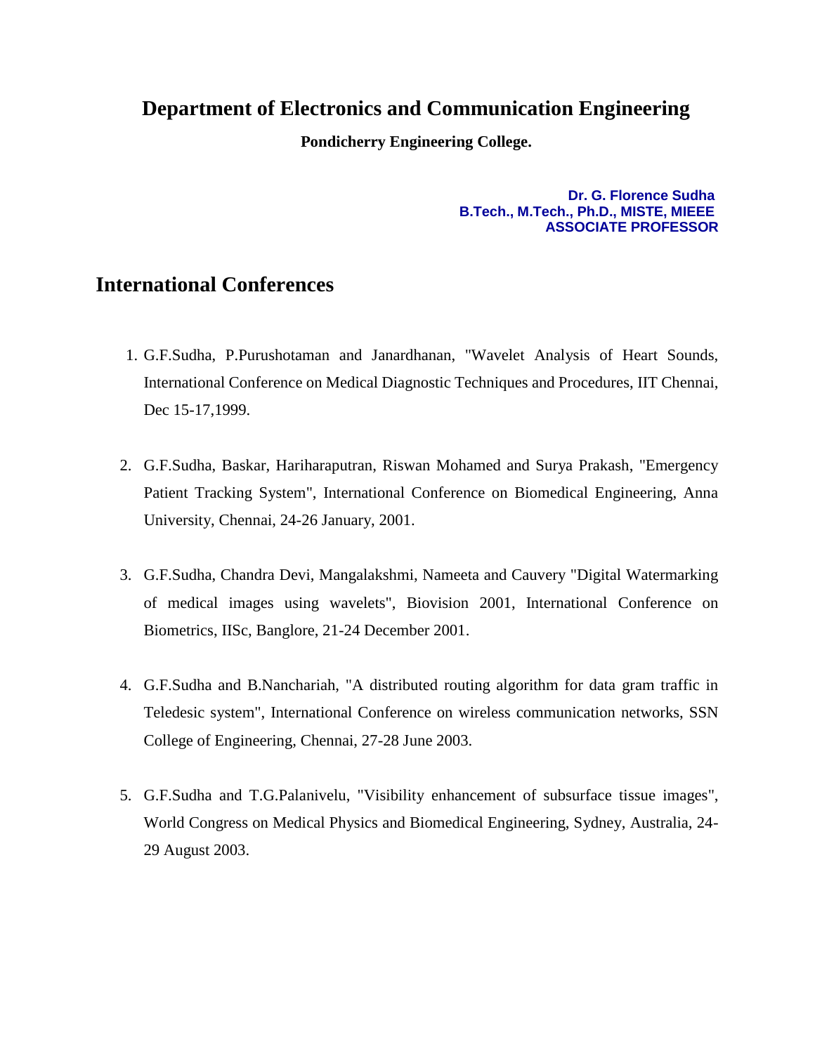# Department of Electronics and Communication Engineering

**Pondicherry Engineering College.**

**Dr. G. Florence Sudha**
**B.Tech., M.Tech., Ph.D., MISTE, MIEEE**
**ASSOCIATE PROFESSOR**

## International Conferences

1. G.F.Sudha, P.Purushotaman and Janardhanan, "Wavelet Analysis of Heart Sounds, International Conference on Medical Diagnostic Techniques and Procedures, IIT Chennai, Dec 15-17,1999.

2. G.F.Sudha, Baskar, Hariharaputran, Riswan Mohamed and Surya Prakash, "Emergency Patient Tracking System", International Conference on Biomedical Engineering, Anna University, Chennai, 24-26 January, 2001.

3. G.F.Sudha, Chandra Devi, Mangalakshmi, Nameeta and Cauvery "Digital Watermarking of medical images using wavelets", Biovision 2001, International Conference on Biometrics, IISc, Banglore, 21-24 December 2001.

4. G.F.Sudha and B.Nanchariah, "A distributed routing algorithm for data gram traffic in Teledesic system", International Conference on wireless communication networks, SSN College of Engineering, Chennai, 27-28 June 2003.

5. G.F.Sudha and T.G.Palanivelu, "Visibility enhancement of subsurface tissue images", World Congress on Medical Physics and Biomedical Engineering, Sydney, Australia, 24-29 August 2003.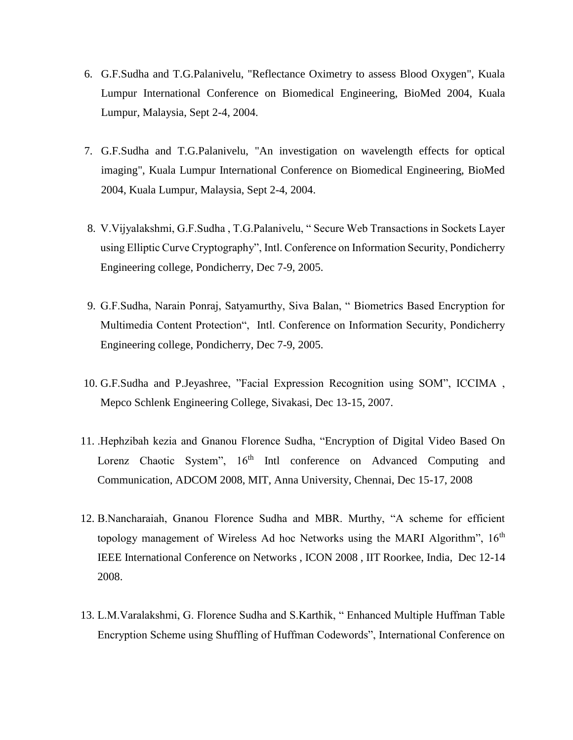6. G.F.Sudha and T.G.Palanivelu, "Reflectance Oximetry to assess Blood Oxygen", Kuala Lumpur International Conference on Biomedical Engineering, BioMed 2004, Kuala Lumpur, Malaysia, Sept 2-4, 2004.

7. G.F.Sudha and T.G.Palanivelu, "An investigation on wavelength effects for optical imaging", Kuala Lumpur International Conference on Biomedical Engineering, BioMed 2004, Kuala Lumpur, Malaysia, Sept 2-4, 2004.

8. V.Vijyalakshmi, G.F.Sudha , T.G.Palanivelu, " Secure Web Transactions in Sockets Layer using Elliptic Curve Cryptography", Intl. Conference on Information Security, Pondicherry Engineering college, Pondicherry, Dec 7-9, 2005.

9. G.F.Sudha, Narain Ponraj, Satyamurthy, Siva Balan, " Biometrics Based Encryption for Multimedia Content Protection", Intl. Conference on Information Security, Pondicherry Engineering college, Pondicherry, Dec 7-9, 2005.

10. G.F.Sudha and P.Jeyashree, "Facial Expression Recognition using SOM", ICCIMA , Mepco Schlenk Engineering College, Sivakasi, Dec 13-15, 2007.

11. .Hephzibah kezia and Gnanou Florence Sudha, "Encryption of Digital Video Based On Lorenz Chaotic System", 16th Intl conference on Advanced Computing and Communication, ADCOM 2008, MIT, Anna University, Chennai, Dec 15-17, 2008

12. B.Nancharaiah, Gnanou Florence Sudha and MBR. Murthy, "A scheme for efficient topology management of Wireless Ad hoc Networks using the MARI Algorithm", 16th IEEE International Conference on Networks , ICON 2008 , IIT Roorkee, India, Dec 12-14 2008.

13. L.M.Varalakshmi, G. Florence Sudha and S.Karthik, " Enhanced Multiple Huffman Table Encryption Scheme using Shuffling of Huffman Codewords", International Conference on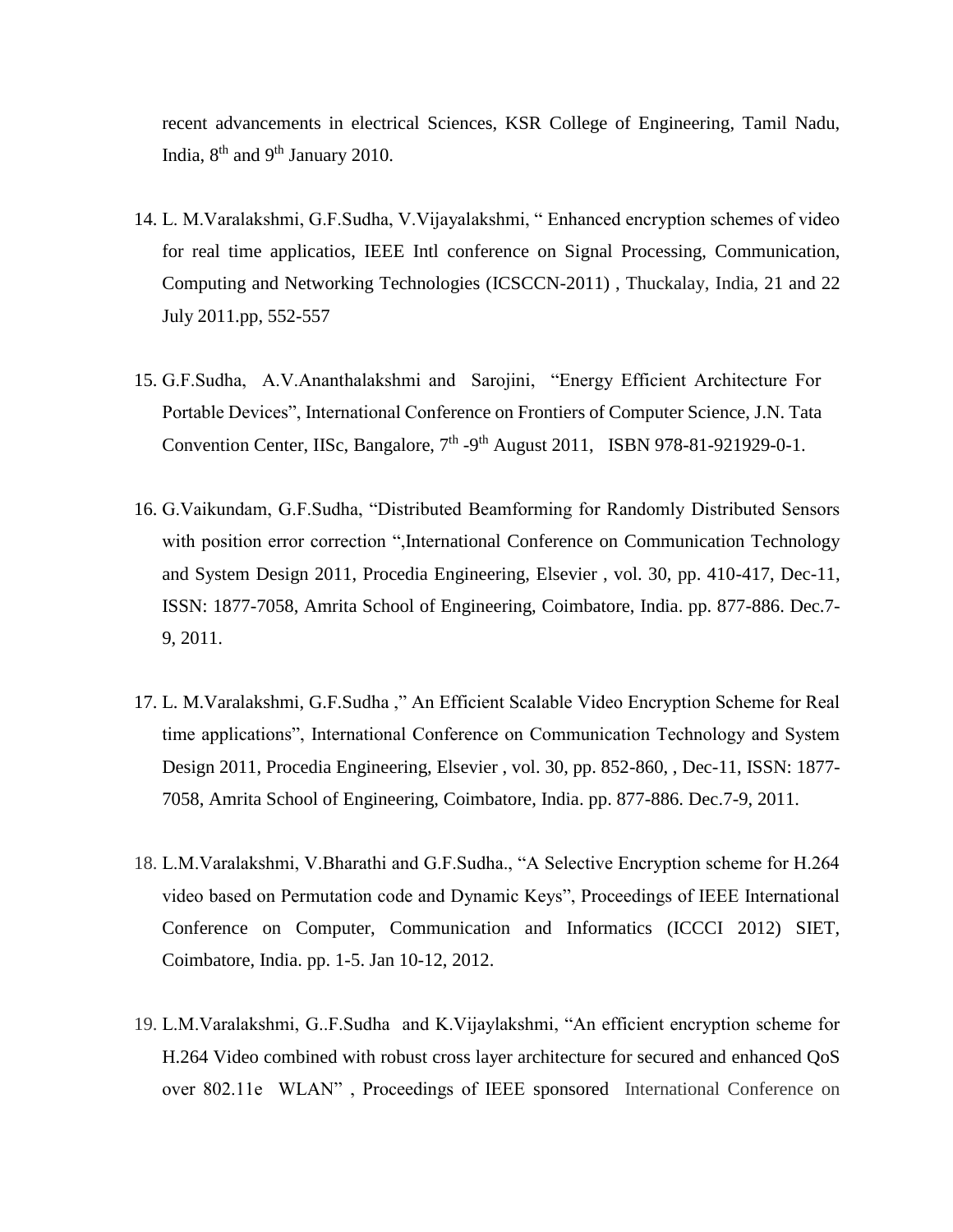recent advancements in electrical Sciences, KSR College of Engineering, Tamil Nadu, India, 8th and 9th January 2010.

14. L. M.Varalakshmi, G.F.Sudha, V.Vijayalakshmi, " Enhanced encryption schemes of video for real time applicatios, IEEE Intl conference on Signal Processing, Communication, Computing and Networking Technologies (ICSCCN-2011) , Thuckalay, India, 21 and 22 July 2011.pp, 552-557

15. G.F.Sudha, A.V.Ananthalakshmi and Sarojini, "Energy Efficient Architecture For Portable Devices", International Conference on Frontiers of Computer Science, J.N. Tata Convention Center, IISc, Bangalore, 7th -9th August 2011, ISBN 978-81-921929-0-1.

16. G.Vaikundam, G.F.Sudha, "Distributed Beamforming for Randomly Distributed Sensors with position error correction ",International Conference on Communication Technology and System Design 2011, Procedia Engineering, Elsevier , vol. 30, pp. 410-417, Dec-11, ISSN: 1877-7058, Amrita School of Engineering, Coimbatore, India. pp. 877-886. Dec.7-9, 2011.

17. L. M.Varalakshmi, G.F.Sudha ," An Efficient Scalable Video Encryption Scheme for Real time applications", International Conference on Communication Technology and System Design 2011, Procedia Engineering, Elsevier , vol. 30, pp. 852-860, , Dec-11, ISSN: 1877-7058, Amrita School of Engineering, Coimbatore, India. pp. 877-886. Dec.7-9, 2011.

18. L.M.Varalakshmi, V.Bharathi and G.F.Sudha., "A Selective Encryption scheme for H.264 video based on Permutation code and Dynamic Keys", Proceedings of IEEE International Conference on Computer, Communication and Informatics (ICCCI 2012) SIET, Coimbatore, India. pp. 1-5. Jan 10-12, 2012.

19. L.M.Varalakshmi, G..F.Sudha and K.Vijaylakshmi, "An efficient encryption scheme for H.264 Video combined with robust cross layer architecture for secured and enhanced QoS over 802.11e WLAN" , Proceedings of IEEE sponsored International Conference on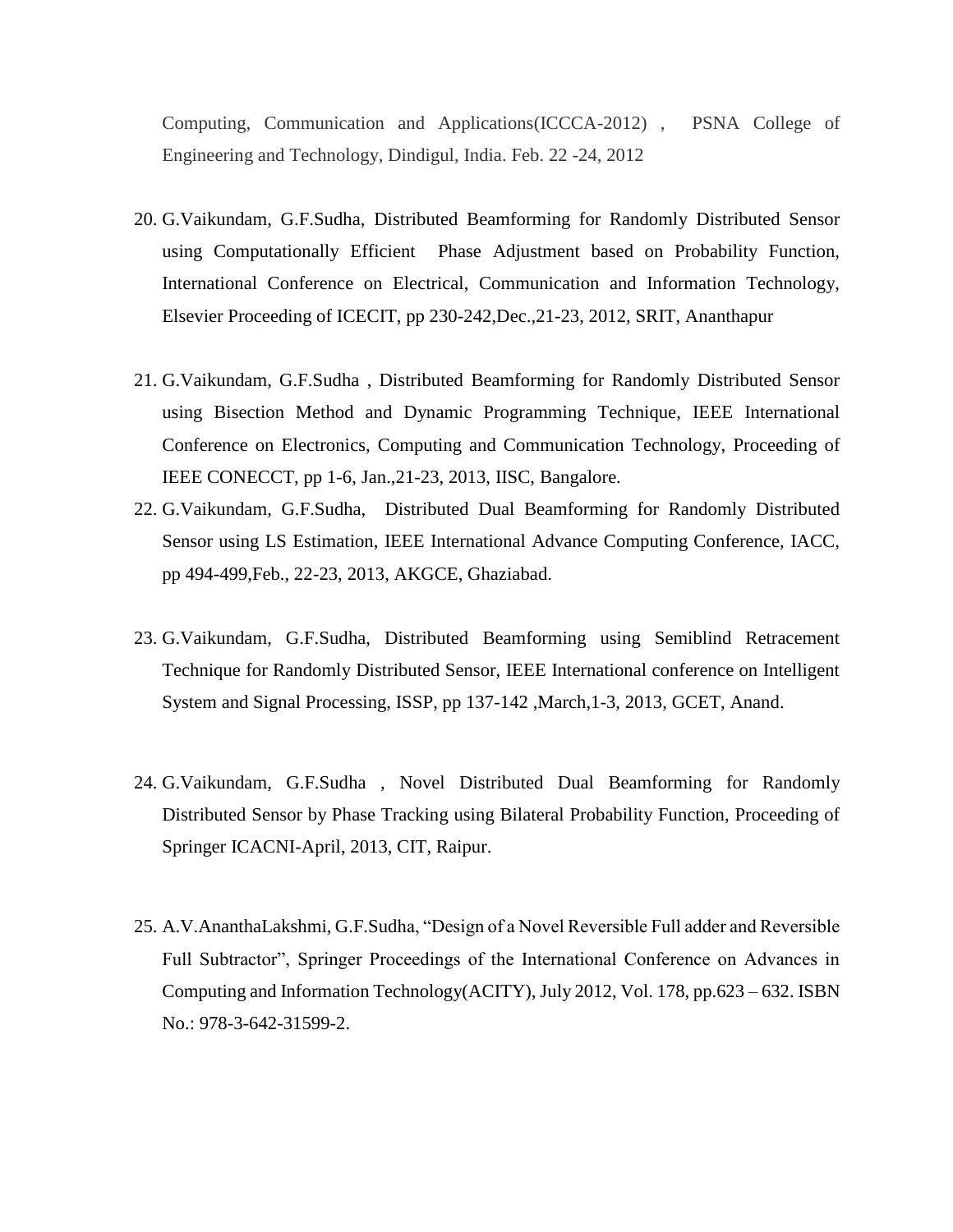Computing, Communication and Applications(ICCCA-2012) , PSNA College of Engineering and Technology, Dindigul, India. Feb. 22 -24, 2012

20. G.Vaikundam, G.F.Sudha, Distributed Beamforming for Randomly Distributed Sensor using Computationally Efficient Phase Adjustment based on Probability Function, International Conference on Electrical, Communication and Information Technology, Elsevier Proceeding of ICECIT, pp 230-242,Dec.,21-23, 2012, SRIT, Ananthapur

21. G.Vaikundam, G.F.Sudha , Distributed Beamforming for Randomly Distributed Sensor using Bisection Method and Dynamic Programming Technique, IEEE International Conference on Electronics, Computing and Communication Technology, Proceeding of IEEE CONECCT, pp 1-6, Jan.,21-23, 2013, IISC, Bangalore.
22. G.Vaikundam, G.F.Sudha, Distributed Dual Beamforming for Randomly Distributed Sensor using LS Estimation, IEEE International Advance Computing Conference, IACC, pp 494-499,Feb., 22-23, 2013, AKGCE, Ghaziabad.

23. G.Vaikundam, G.F.Sudha, Distributed Beamforming using Semiblind Retracement Technique for Randomly Distributed Sensor, IEEE International conference on Intelligent System and Signal Processing, ISSP, pp 137-142 ,March,1-3, 2013, GCET, Anand.

24. G.Vaikundam, G.F.Sudha , Novel Distributed Dual Beamforming for Randomly Distributed Sensor by Phase Tracking using Bilateral Probability Function, Proceeding of Springer ICACNI-April, 2013, CIT, Raipur.

25. A.V.AnanthaLakshmi, G.F.Sudha, "Design of a Novel Reversible Full adder and Reversible Full Subtractor", Springer Proceedings of the International Conference on Advances in Computing and Information Technology(ACITY), July 2012, Vol. 178, pp.623 – 632. ISBN No.: 978-3-642-31599-2.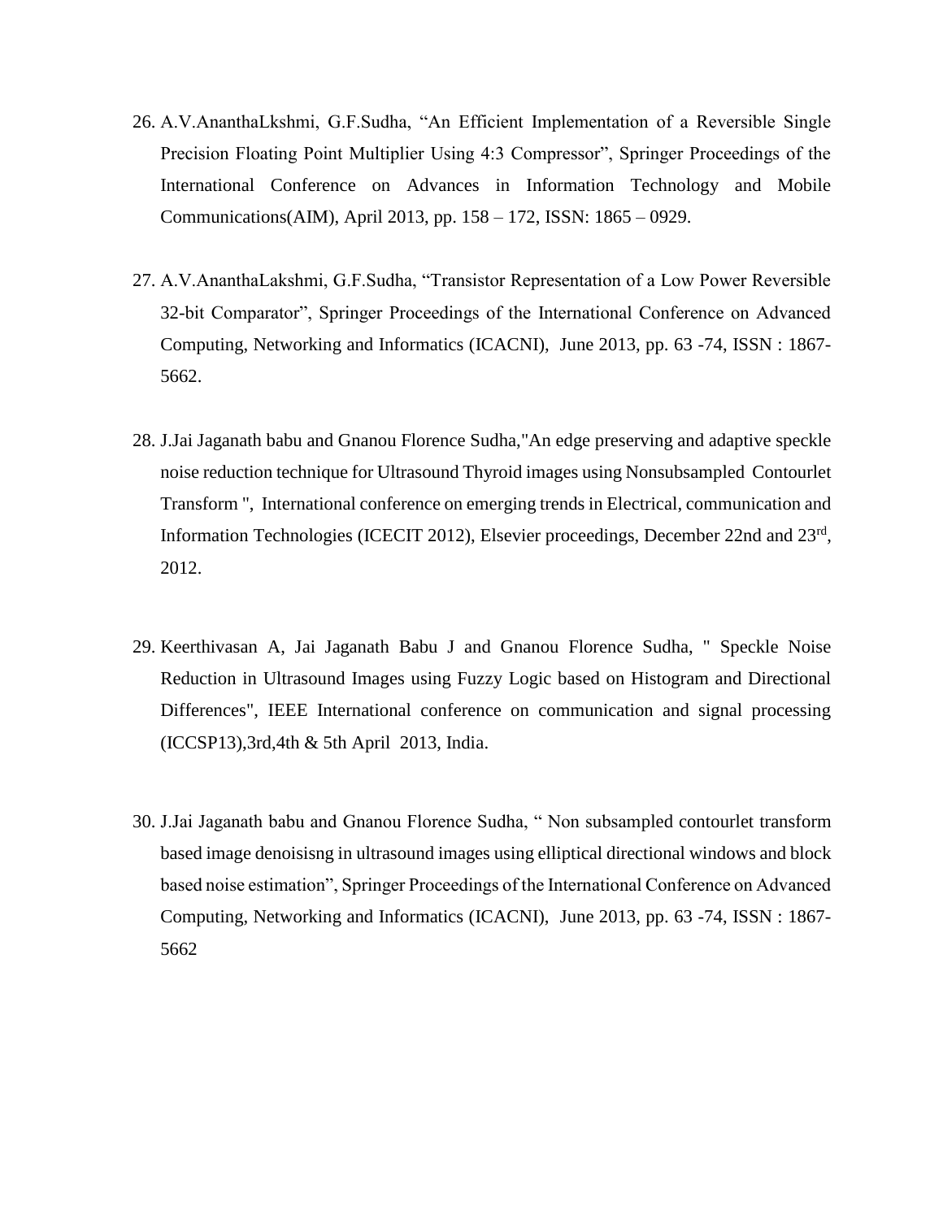26. A.V.AnanthaLkshmi, G.F.Sudha, “An Efficient Implementation of a Reversible Single Precision Floating Point Multiplier Using 4:3 Compressor”, Springer Proceedings of the International Conference on Advances in Information Technology and Mobile Communications(AIM), April 2013, pp. 158 – 172, ISSN: 1865 – 0929.

27. A.V.AnanthaLakshmi, G.F.Sudha, “Transistor Representation of a Low Power Reversible 32-bit Comparator”, Springer Proceedings of the International Conference on Advanced Computing, Networking and Informatics (ICACNI), June 2013, pp. 63 -74, ISSN : 1867-5662.

28. J.Jai Jaganath babu and Gnanou Florence Sudha,"An edge preserving and adaptive speckle noise reduction technique for Ultrasound Thyroid images using Nonsubsampled Contourlet Transform ", International conference on emerging trends in Electrical, communication and Information Technologies (ICECIT 2012), Elsevier proceedings, December 22nd and 23rd, 2012.

29. Keerthivasan A, Jai Jaganath Babu J and Gnanou Florence Sudha, " Speckle Noise Reduction in Ultrasound Images using Fuzzy Logic based on Histogram and Directional Differences", IEEE International conference on communication and signal processing (ICCSP13),3rd,4th & 5th April 2013, India.

30. J.Jai Jaganath babu and Gnanou Florence Sudha, “ Non subsampled contourlet transform based image denoisisng in ultrasound images using elliptical directional windows and block based noise estimation”, Springer Proceedings of the International Conference on Advanced Computing, Networking and Informatics (ICACNI), June 2013, pp. 63 -74, ISSN : 1867-5662